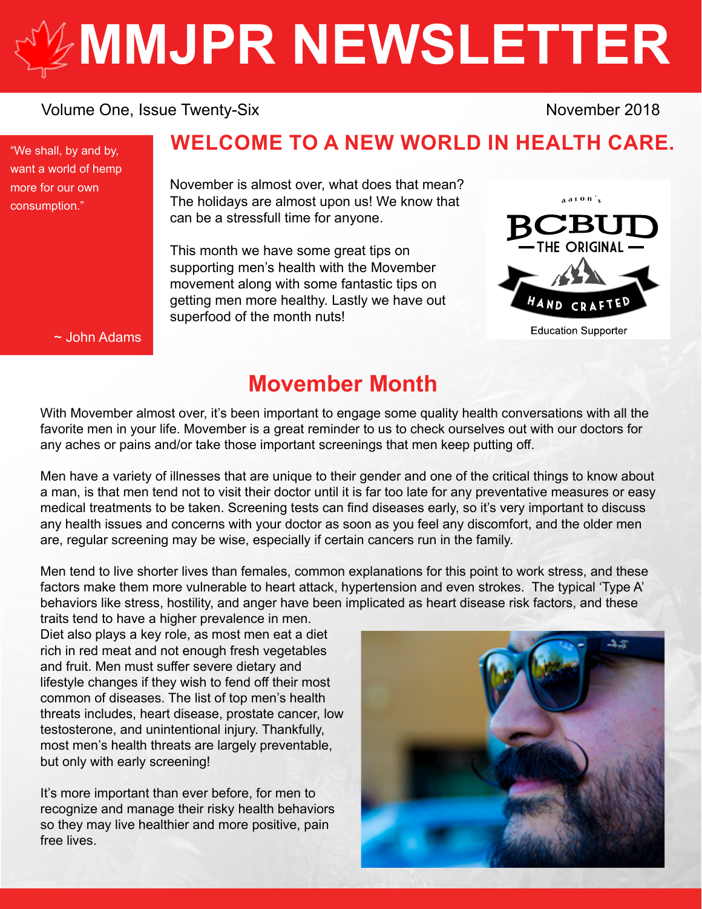# MMJPR NEWSLETTER

Volume One, Issue Twenty-Six

November 2018

"We shall, by and by, want a world of hemp more for our own consumption."

~ John Adams

## WELCOME TO A NEW WORLD IN HEALTH CARE.

November is almost over, what does that mean? The holidays are almost upon us! We know that can be a stressfull time for anyone.

This month we have some great tips on supporting men's health with the Movember movement along with some fantastic tips on getting men more healthy. Lastly we have out superfood of the month nuts!

aaron's BCBUD — THE ORIGINAL — HAND CRAFTED

Education Supporter

## Movember Month

With Movember almost over, it's been important to engage some quality health conversations with all the favorite men in your life. Movember is a great reminder to us to check ourselves out with our doctors for any aches or pains and/or take those important screenings that men keep putting off.

Men have a variety of illnesses that are unique to their gender and one of the critical things to know about a man, is that men tend not to visit their doctor until it is far too late for any preventative measures or easy medical treatments to be taken. Screening tests can find diseases early, so it's very important to discuss any health issues and concerns with your doctor as soon as you feel any discomfort, and the older men are, regular screening may be wise, especially if certain cancers run in the family.

Men tend to live shorter lives than females, common explanations for this point to work stress, and these factors make them more vulnerable to heart attack, hypertension and even strokes. The typical 'Type A' behaviors like stress, hostility, and anger have been implicated as heart disease risk factors, and these traits tend to have a higher prevalence in men.
Diet also plays a key role, as most men eat a diet rich in red meat and not enough fresh vegetables and fruit. Men must suffer severe dietary and lifestyle changes if they wish to fend off their most common of diseases. The list of top men's health threats includes, heart disease, prostate cancer, low testosterone, and unintentional injury. Thankfully, most men's health threats are largely preventable, but only with early screening!

It's more important than ever before, for men to recognize and manage their risky health behaviors so they may live healthier and more positive, pain free lives.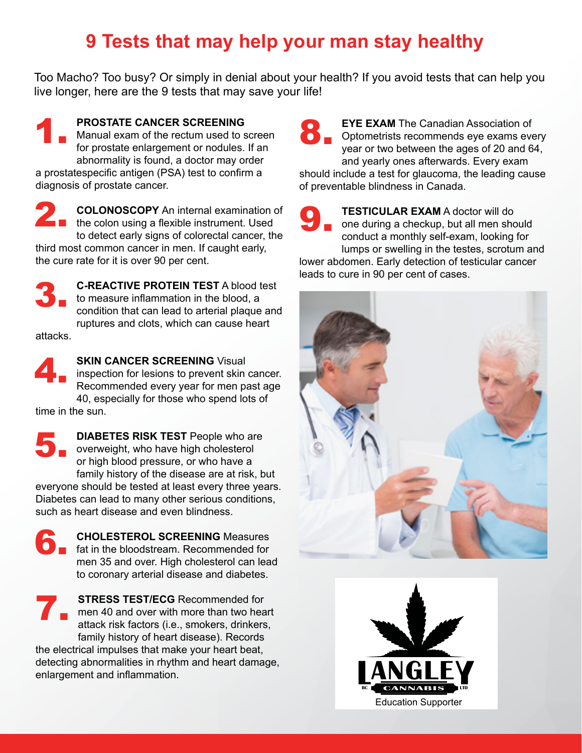# 9 Tests that may help your man stay healthy

Too Macho? Too busy? Or simply in denial about your health? If you avoid tests that can help you live longer, here are the 9 tests that may save your life!

**1. PROSTATE CANCER SCREENING** Manual exam of the rectum used to screen for prostate enlargement or nodules. If an abnormality is found, a doctor may order a prostatespecific antigen (PSA) test to confirm a diagnosis of prostate cancer.

**2. COLONOSCOPY** An internal examination of the colon using a flexible instrument. Used to detect early signs of colorectal cancer, the third most common cancer in men. If caught early, the cure rate for it is over 90 per cent.

**3. C-REACTIVE PROTEIN TEST** A blood test to measure inflammation in the blood, a condition that can lead to arterial plaque and ruptures and clots, which can cause heart attacks.

**4. SKIN CANCER SCREENING** Visual inspection for lesions to prevent skin cancer. Recommended every year for men past age 40, especially for those who spend lots of time in the sun.

**5. DIABETES RISK TEST** People who are overweight, who have high cholesterol or high blood pressure, or who have a family history of the disease are at risk, but everyone should be tested at least every three years. Diabetes can lead to many other serious conditions, such as heart disease and even blindness.

**6. CHOLESTEROL SCREENING** Measures fat in the bloodstream. Recommended for men 35 and over. High cholesterol can lead to coronary arterial disease and diabetes.

**7. STRESS TEST/ECG** Recommended for men 40 and over with more than two heart attack risk factors (i.e., smokers, drinkers, family history of heart disease). Records the electrical impulses that make your heart beat, detecting abnormalities in rhythm and heart damage, enlargement and inflammation.

**8. EYE EXAM** The Canadian Association of Optometrists recommends eye exams every year or two between the ages of 20 and 64, and yearly ones afterwards. Every exam should include a test for glaucoma, the leading cause of preventable blindness in Canada.

**9. TESTICULAR EXAM** A doctor will do one during a checkup, but all men should conduct a monthly self-exam, looking for lumps or swelling in the testes, scrotum and lower abdomen. Early detection of testicular cancer leads to cure in 90 per cent of cases.

LANGLEY CANNABIS LTD.

Education Supporter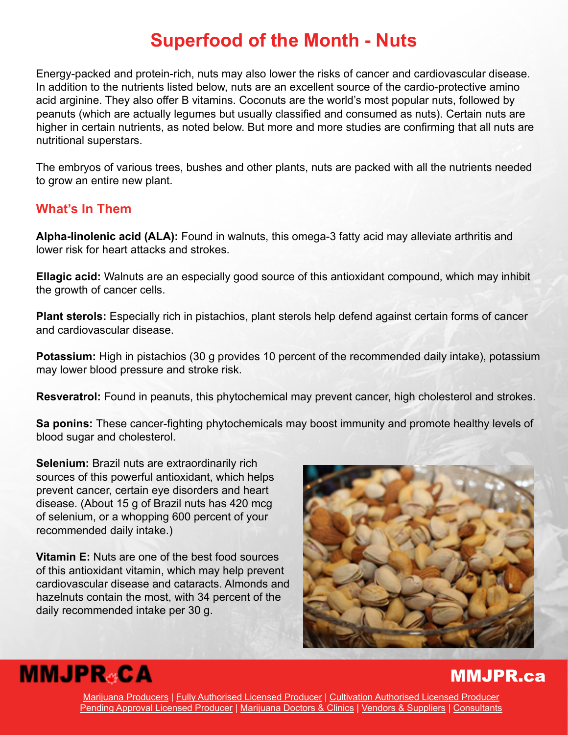# Superfood of the Month - Nuts

Energy-packed and protein-rich, nuts may also lower the risks of cancer and cardiovascular disease. In addition to the nutrients listed below, nuts are an excellent source of the cardio-protective amino acid arginine. They also offer B vitamins. Coconuts are the world's most popular nuts, followed by peanuts (which are actually legumes but usually classified and consumed as nuts). Certain nuts are higher in certain nutrients, as noted below. But more and more studies are confirming that all nuts are nutritional superstars.

The embryos of various trees, bushes and other plants, nuts are packed with all the nutrients needed to grow an entire new plant.

## What's In Them

**Alpha-linolenic acid (ALA):** Found in walnuts, this omega-3 fatty acid may alleviate arthritis and lower risk for heart attacks and strokes.

**Ellagic acid:** Walnuts are an especially good source of this antioxidant compound, which may inhibit the growth of cancer cells.

**Plant sterols:** Especially rich in pistachios, plant sterols help defend against certain forms of cancer and cardiovascular disease.

**Potassium:** High in pistachios (30 g provides 10 percent of the recommended daily intake), potassium may lower blood pressure and stroke risk.

**Resveratrol:** Found in peanuts, this phytochemical may prevent cancer, high cholesterol and strokes.

**Sa ponins:** These cancer-fighting phytochemicals may boost immunity and promote healthy levels of blood sugar and cholesterol.

**Selenium:** Brazil nuts are extraordinarily rich sources of this powerful antioxidant, which helps prevent cancer, certain eye disorders and heart disease. (About 15 g of Brazil nuts has 420 mcg of selenium, or a whopping 600 percent of your recommended daily intake.)

**Vitamin E:** Nuts are one of the best food sources of this antioxidant vitamin, which may help prevent cardiovascular disease and cataracts. Almonds and hazelnuts contain the most, with 34 percent of the daily recommended intake per 30 g.

MMJPR.CA

MMJPR.ca

Marijuana Producers | Fully Authorised Licensed Producer | Cultivation Authorised Licensed Producer
Pending Approval Licensed Producer | Marijuana Doctors & Clinics | Vendors & Suppliers | Consultants